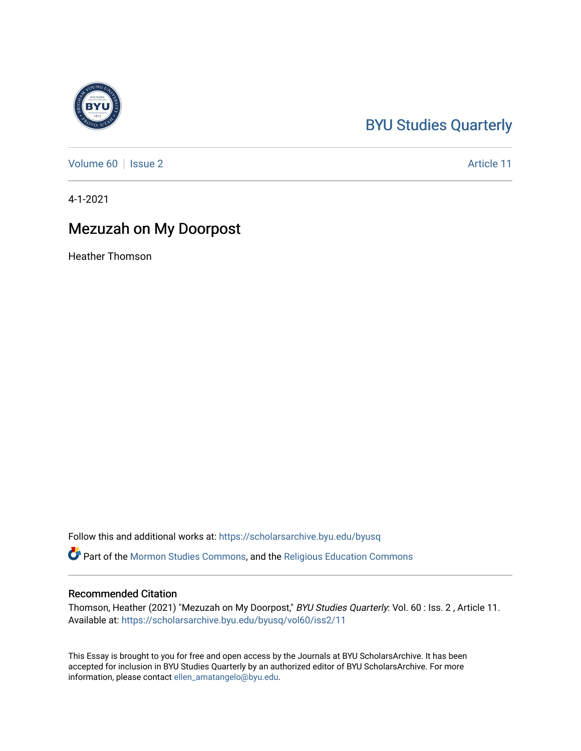BYU Studies Quarterly

Volume 60 | Issue 2 | Article 11

4-1-2021

# Mezuzah on My Doorpost

Heather Thomson

Follow this and additional works at: https://scholarsarchive.byu.edu/byusq

Part of the Mormon Studies Commons, and the Religious Education Commons

## Recommended Citation

Thomson, Heather (2021) "Mezuzah on My Doorpost," *BYU Studies Quarterly*: Vol. 60 : Iss. 2 , Article 11.
Available at: https://scholarsarchive.byu.edu/byusq/vol60/iss2/11

This Essay is brought to you for free and open access by the Journals at BYU ScholarsArchive. It has been accepted for inclusion in BYU Studies Quarterly by an authorized editor of BYU ScholarsArchive. For more information, please contact ellen_amatangelo@byu.edu.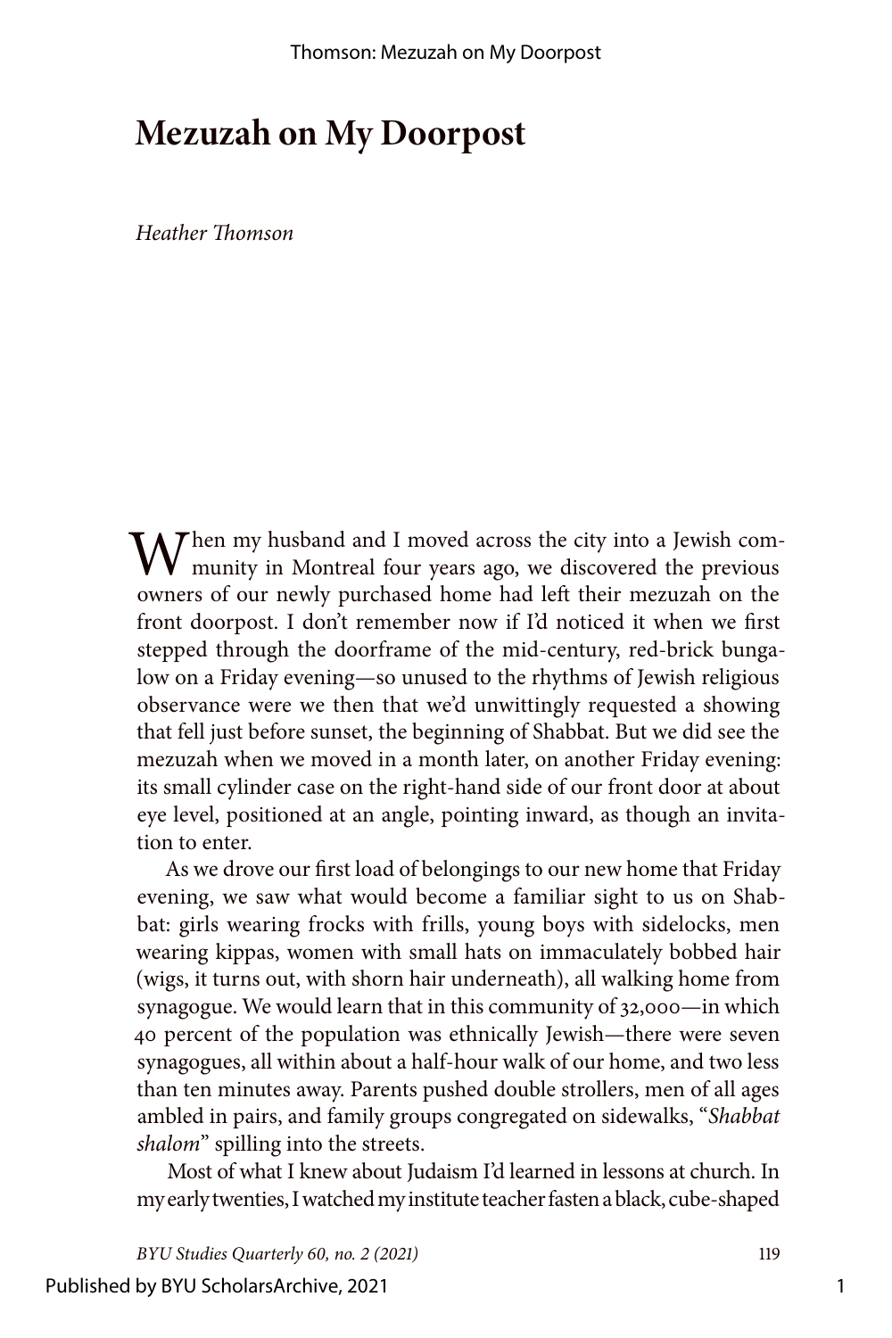# Mezuzah on My Doorpost

*Heather Thomson*

When my husband and I moved across the city into a Jewish community in Montreal four years ago, we discovered the previous owners of our newly purchased home had left their mezuzah on the front doorpost. I don't remember now if I'd noticed it when we first stepped through the doorframe of the mid-century, red-brick bungalow on a Friday evening—so unused to the rhythms of Jewish religious observance were we then that we'd unwittingly requested a showing that fell just before sunset, the beginning of Shabbat. But we did see the mezuzah when we moved in a month later, on another Friday evening: its small cylinder case on the right-hand side of our front door at about eye level, positioned at an angle, pointing inward, as though an invitation to enter.

As we drove our first load of belongings to our new home that Friday evening, we saw what would become a familiar sight to us on Shabbat: girls wearing frocks with frills, young boys with sidelocks, men wearing kippas, women with small hats on immaculately bobbed hair (wigs, it turns out, with shorn hair underneath), all walking home from synagogue. We would learn that in this community of 32,000—in which 40 percent of the population was ethnically Jewish—there were seven synagogues, all within about a half-hour walk of our home, and two less than ten minutes away. Parents pushed double strollers, men of all ages ambled in pairs, and family groups congregated on sidewalks, "*Shabbat shalom*" spilling into the streets.

Most of what I knew about Judaism I'd learned in lessons at church. In my early twenties, I watched my institute teacher fasten a black, cube-shaped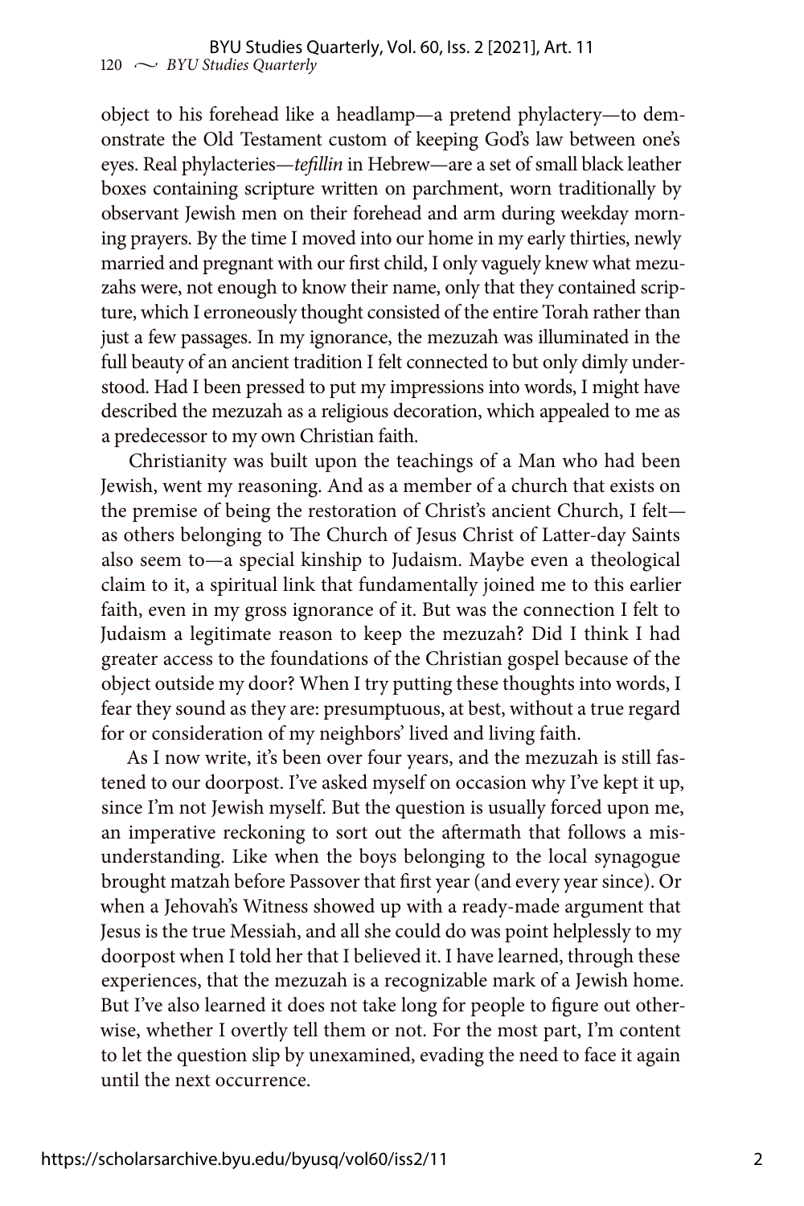object to his forehead like a headlamp—a pretend phylactery—to demonstrate the Old Testament custom of keeping God's law between one's eyes. Real phylacteries—*tefillin* in Hebrew—are a set of small black leather boxes containing scripture written on parchment, worn traditionally by observant Jewish men on their forehead and arm during weekday morning prayers. By the time I moved into our home in my early thirties, newly married and pregnant with our first child, I only vaguely knew what mezuzahs were, not enough to know their name, only that they contained scripture, which I erroneously thought consisted of the entire Torah rather than just a few passages. In my ignorance, the mezuzah was illuminated in the full beauty of an ancient tradition I felt connected to but only dimly understood. Had I been pressed to put my impressions into words, I might have described the mezuzah as a religious decoration, which appealed to me as a predecessor to my own Christian faith.

Christianity was built upon the teachings of a Man who had been Jewish, went my reasoning. And as a member of a church that exists on the premise of being the restoration of Christ's ancient Church, I felt—as others belonging to The Church of Jesus Christ of Latter-day Saints also seem to—a special kinship to Judaism. Maybe even a theological claim to it, a spiritual link that fundamentally joined me to this earlier faith, even in my gross ignorance of it. But was the connection I felt to Judaism a legitimate reason to keep the mezuzah? Did I think I had greater access to the foundations of the Christian gospel because of the object outside my door? When I try putting these thoughts into words, I fear they sound as they are: presumptuous, at best, without a true regard for or consideration of my neighbors' lived and living faith.

As I now write, it's been over four years, and the mezuzah is still fastened to our doorpost. I've asked myself on occasion why I've kept it up, since I'm not Jewish myself. But the question is usually forced upon me, an imperative reckoning to sort out the aftermath that follows a misunderstanding. Like when the boys belonging to the local synagogue brought matzah before Passover that first year (and every year since). Or when a Jehovah's Witness showed up with a ready-made argument that Jesus is the true Messiah, and all she could do was point helplessly to my doorpost when I told her that I believed it. I have learned, through these experiences, that the mezuzah is a recognizable mark of a Jewish home. But I've also learned it does not take long for people to figure out otherwise, whether I overtly tell them or not. For the most part, I'm content to let the question slip by unexamined, evading the need to face it again until the next occurrence.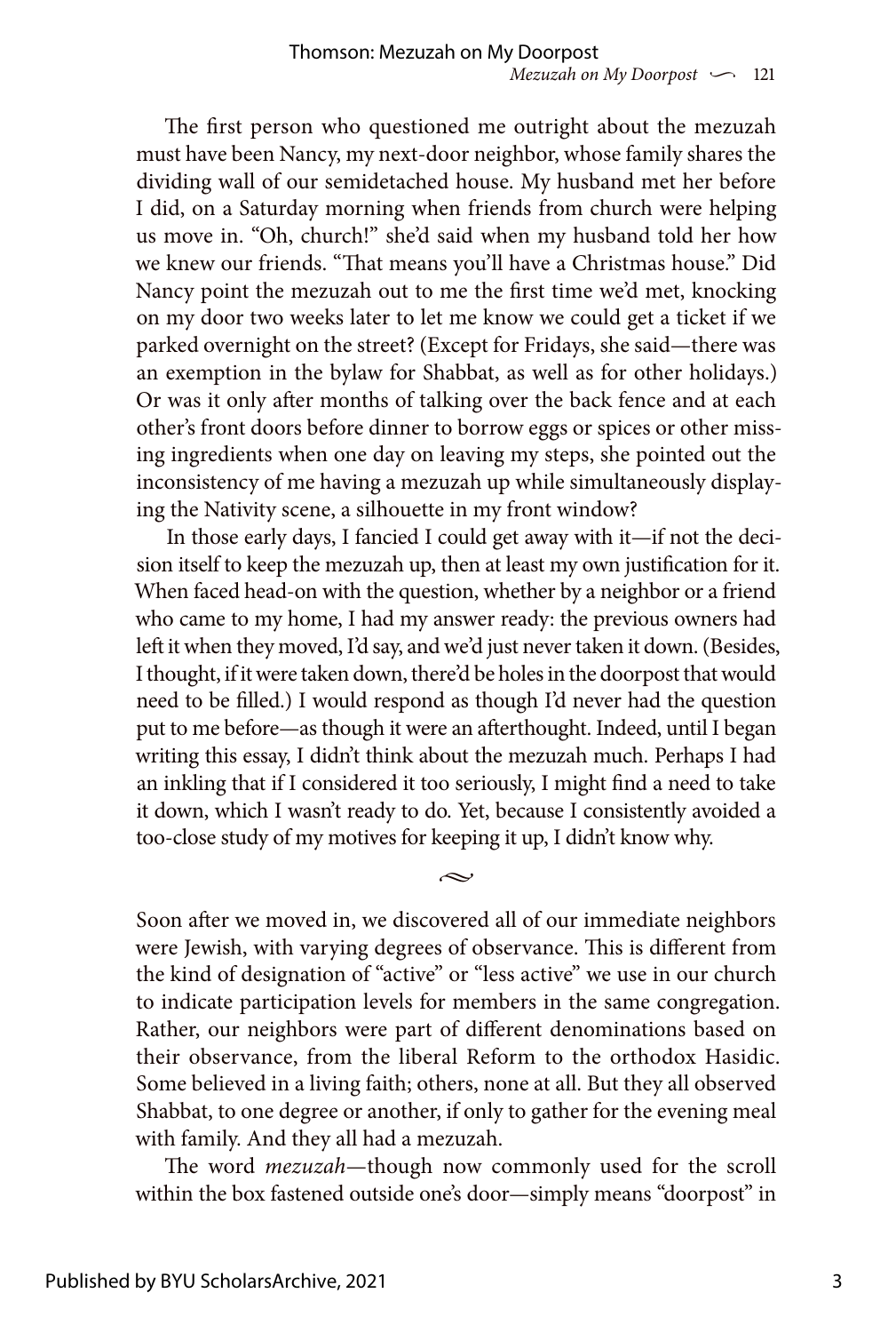The first person who questioned me outright about the mezuzah must have been Nancy, my next-door neighbor, whose family shares the dividing wall of our semidetached house. My husband met her before I did, on a Saturday morning when friends from church were helping us move in. "Oh, church!" she'd said when my husband told her how we knew our friends. "That means you'll have a Christmas house." Did Nancy point the mezuzah out to me the first time we'd met, knocking on my door two weeks later to let me know we could get a ticket if we parked overnight on the street? (Except for Fridays, she said—there was an exemption in the bylaw for Shabbat, as well as for other holidays.) Or was it only after months of talking over the back fence and at each other's front doors before dinner to borrow eggs or spices or other missing ingredients when one day on leaving my steps, she pointed out the inconsistency of me having a mezuzah up while simultaneously displaying the Nativity scene, a silhouette in my front window?

In those early days, I fancied I could get away with it—if not the decision itself to keep the mezuzah up, then at least my own justification for it. When faced head-on with the question, whether by a neighbor or a friend who came to my home, I had my answer ready: the previous owners had left it when they moved, I'd say, and we'd just never taken it down. (Besides, I thought, if it were taken down, there'd be holes in the doorpost that would need to be filled.) I would respond as though I'd never had the question put to me before—as though it were an afterthought. Indeed, until I began writing this essay, I didn't think about the mezuzah much. Perhaps I had an inkling that if I considered it too seriously, I might find a need to take it down, which I wasn't ready to do. Yet, because I consistently avoided a too-close study of my motives for keeping it up, I didn't know why.

~

Soon after we moved in, we discovered all of our immediate neighbors were Jewish, with varying degrees of observance. This is different from the kind of designation of "active" or "less active" we use in our church to indicate participation levels for members in the same congregation. Rather, our neighbors were part of different denominations based on their observance, from the liberal Reform to the orthodox Hasidic. Some believed in a living faith; others, none at all. But they all observed Shabbat, to one degree or another, if only to gather for the evening meal with family. And they all had a mezuzah.

The word *mezuzah*—though now commonly used for the scroll within the box fastened outside one's door—simply means "doorpost" in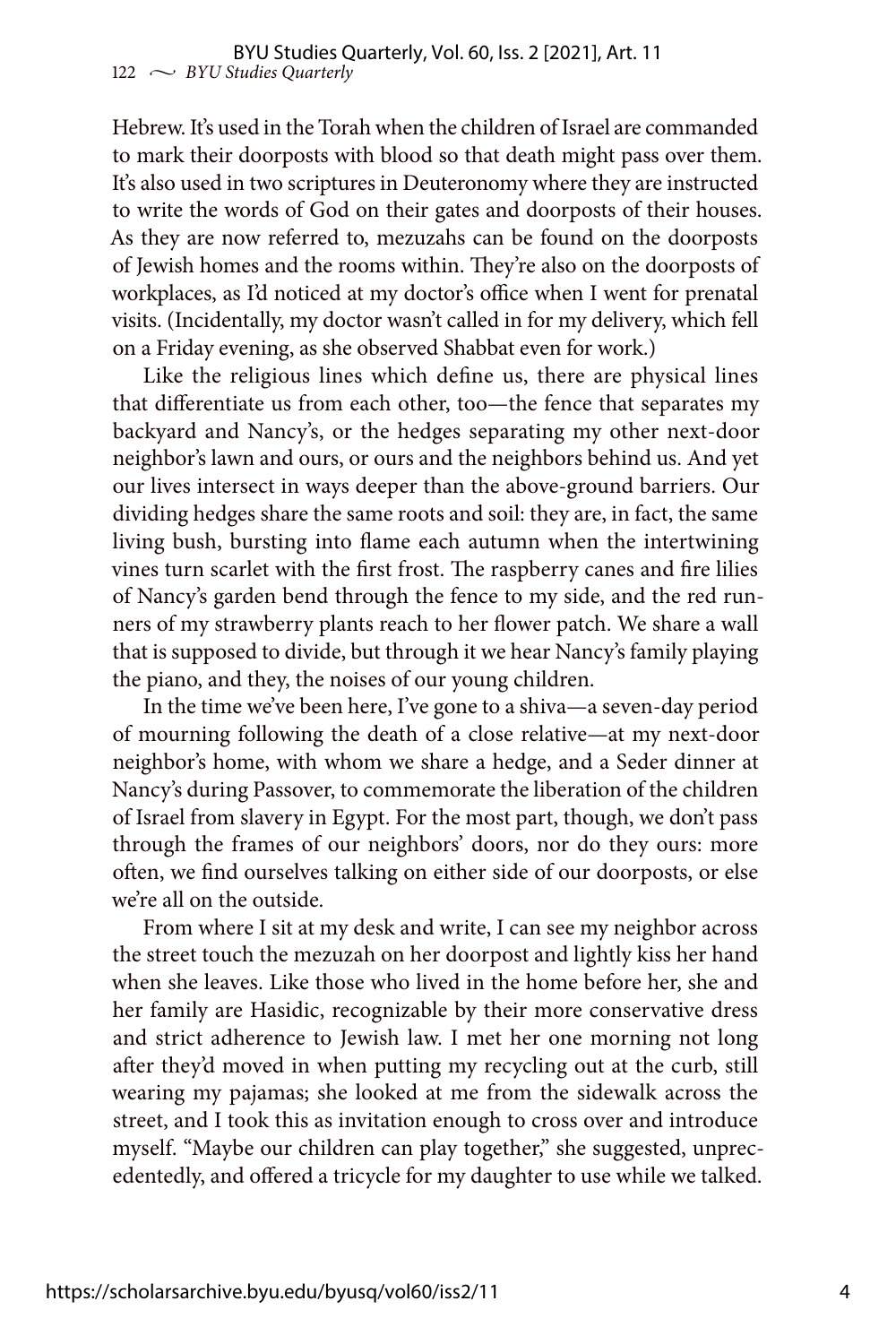Hebrew. It's used in the Torah when the children of Israel are commanded to mark their doorposts with blood so that death might pass over them. It's also used in two scriptures in Deuteronomy where they are instructed to write the words of God on their gates and doorposts of their houses. As they are now referred to, mezuzahs can be found on the doorposts of Jewish homes and the rooms within. They're also on the doorposts of workplaces, as I'd noticed at my doctor's office when I went for prenatal visits. (Incidentally, my doctor wasn't called in for my delivery, which fell on a Friday evening, as she observed Shabbat even for work.)

Like the religious lines which define us, there are physical lines that differentiate us from each other, too—the fence that separates my backyard and Nancy's, or the hedges separating my other next-door neighbor's lawn and ours, or ours and the neighbors behind us. And yet our lives intersect in ways deeper than the above-ground barriers. Our dividing hedges share the same roots and soil: they are, in fact, the same living bush, bursting into flame each autumn when the intertwining vines turn scarlet with the first frost. The raspberry canes and fire lilies of Nancy's garden bend through the fence to my side, and the red runners of my strawberry plants reach to her flower patch. We share a wall that is supposed to divide, but through it we hear Nancy's family playing the piano, and they, the noises of our young children.

In the time we've been here, I've gone to a shiva—a seven-day period of mourning following the death of a close relative—at my next-door neighbor's home, with whom we share a hedge, and a Seder dinner at Nancy's during Passover, to commemorate the liberation of the children of Israel from slavery in Egypt. For the most part, though, we don't pass through the frames of our neighbors' doors, nor do they ours: more often, we find ourselves talking on either side of our doorposts, or else we're all on the outside.

From where I sit at my desk and write, I can see my neighbor across the street touch the mezuzah on her doorpost and lightly kiss her hand when she leaves. Like those who lived in the home before her, she and her family are Hasidic, recognizable by their more conservative dress and strict adherence to Jewish law. I met her one morning not long after they'd moved in when putting my recycling out at the curb, still wearing my pajamas; she looked at me from the sidewalk across the street, and I took this as invitation enough to cross over and introduce myself. "Maybe our children can play together," she suggested, unprecedentedly, and offered a tricycle for my daughter to use while we talked.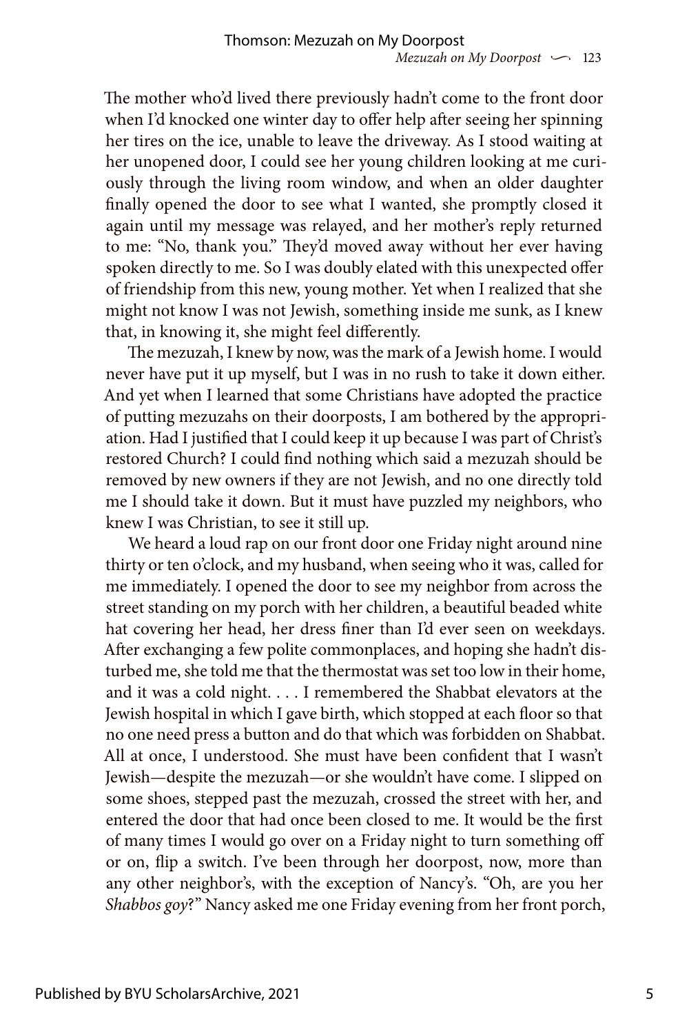The mother who'd lived there previously hadn't come to the front door when I'd knocked one winter day to offer help after seeing her spinning her tires on the ice, unable to leave the driveway. As I stood waiting at her unopened door, I could see her young children looking at me curiously through the living room window, and when an older daughter finally opened the door to see what I wanted, she promptly closed it again until my message was relayed, and her mother's reply returned to me: "No, thank you." They'd moved away without her ever having spoken directly to me. So I was doubly elated with this unexpected offer of friendship from this new, young mother. Yet when I realized that she might not know I was not Jewish, something inside me sunk, as I knew that, in knowing it, she might feel differently.

The mezuzah, I knew by now, was the mark of a Jewish home. I would never have put it up myself, but I was in no rush to take it down either. And yet when I learned that some Christians have adopted the practice of putting mezuzahs on their doorposts, I am bothered by the appropriation. Had I justified that I could keep it up because I was part of Christ's restored Church? I could find nothing which said a mezuzah should be removed by new owners if they are not Jewish, and no one directly told me I should take it down. But it must have puzzled my neighbors, who knew I was Christian, to see it still up.

We heard a loud rap on our front door one Friday night around nine thirty or ten o'clock, and my husband, when seeing who it was, called for me immediately. I opened the door to see my neighbor from across the street standing on my porch with her children, a beautiful beaded white hat covering her head, her dress finer than I'd ever seen on weekdays. After exchanging a few polite commonplaces, and hoping she hadn't disturbed me, she told me that the thermostat was set too low in their home, and it was a cold night. . . . I remembered the Shabbat elevators at the Jewish hospital in which I gave birth, which stopped at each floor so that no one need press a button and do that which was forbidden on Shabbat. All at once, I understood. She must have been confident that I wasn't Jewish—despite the mezuzah—or she wouldn't have come. I slipped on some shoes, stepped past the mezuzah, crossed the street with her, and entered the door that had once been closed to me. It would be the first of many times I would go over on a Friday night to turn something off or on, flip a switch. I've been through her doorpost, now, more than any other neighbor's, with the exception of Nancy's. "Oh, are you her *Shabbos goy*?" Nancy asked me one Friday evening from her front porch,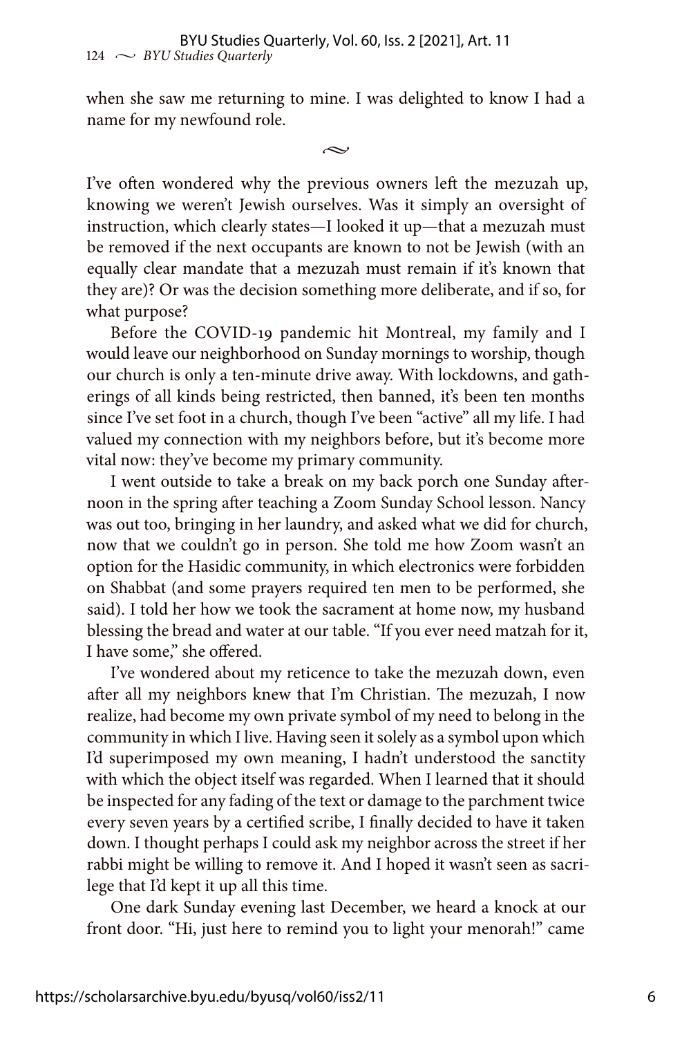when she saw me returning to mine. I was delighted to know I had a name for my newfound role.

~

I've often wondered why the previous owners left the mezuzah up, knowing we weren't Jewish ourselves. Was it simply an oversight of instruction, which clearly states—I looked it up—that a mezuzah must be removed if the next occupants are known to not be Jewish (with an equally clear mandate that a mezuzah must remain if it's known that they are)? Or was the decision something more deliberate, and if so, for what purpose?

Before the COVID-19 pandemic hit Montreal, my family and I would leave our neighborhood on Sunday mornings to worship, though our church is only a ten-minute drive away. With lockdowns, and gatherings of all kinds being restricted, then banned, it's been ten months since I've set foot in a church, though I've been "active" all my life. I had valued my connection with my neighbors before, but it's become more vital now: they've become my primary community.

I went outside to take a break on my back porch one Sunday afternoon in the spring after teaching a Zoom Sunday School lesson. Nancy was out too, bringing in her laundry, and asked what we did for church, now that we couldn't go in person. She told me how Zoom wasn't an option for the Hasidic community, in which electronics were forbidden on Shabbat (and some prayers required ten men to be performed, she said). I told her how we took the sacrament at home now, my husband blessing the bread and water at our table. "If you ever need matzah for it, I have some," she offered.

I've wondered about my reticence to take the mezuzah down, even after all my neighbors knew that I'm Christian. The mezuzah, I now realize, had become my own private symbol of my need to belong in the community in which I live. Having seen it solely as a symbol upon which I'd superimposed my own meaning, I hadn't understood the sanctity with which the object itself was regarded. When I learned that it should be inspected for any fading of the text or damage to the parchment twice every seven years by a certified scribe, I finally decided to have it taken down. I thought perhaps I could ask my neighbor across the street if her rabbi might be willing to remove it. And I hoped it wasn't seen as sacrilege that I'd kept it up all this time.

One dark Sunday evening last December, we heard a knock at our front door. "Hi, just here to remind you to light your menorah!" came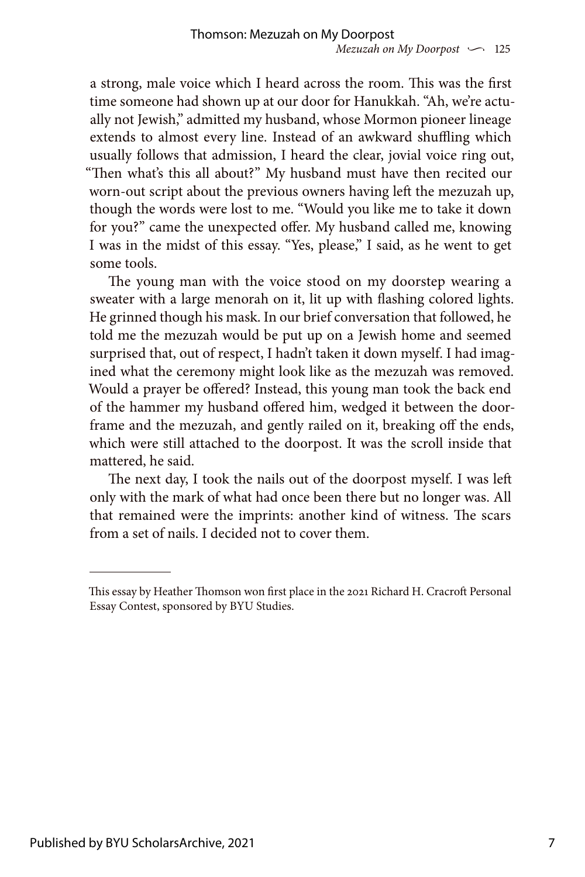a strong, male voice which I heard across the room. This was the first time someone had shown up at our door for Hanukkah. "Ah, we're actually not Jewish," admitted my husband, whose Mormon pioneer lineage extends to almost every line. Instead of an awkward shuffling which usually follows that admission, I heard the clear, jovial voice ring out, "Then what's this all about?" My husband must have then recited our worn-out script about the previous owners having left the mezuzah up, though the words were lost to me. "Would you like me to take it down for you?" came the unexpected offer. My husband called me, knowing I was in the midst of this essay. "Yes, please," I said, as he went to get some tools.

The young man with the voice stood on my doorstep wearing a sweater with a large menorah on it, lit up with flashing colored lights. He grinned though his mask. In our brief conversation that followed, he told me the mezuzah would be put up on a Jewish home and seemed surprised that, out of respect, I hadn't taken it down myself. I had imagined what the ceremony might look like as the mezuzah was removed. Would a prayer be offered? Instead, this young man took the back end of the hammer my husband offered him, wedged it between the doorframe and the mezuzah, and gently railed on it, breaking off the ends, which were still attached to the doorpost. It was the scroll inside that mattered, he said.

The next day, I took the nails out of the doorpost myself. I was left only with the mark of what had once been there but no longer was. All that remained were the imprints: another kind of witness. The scars from a set of nails. I decided not to cover them.

---

This essay by Heather Thomson won first place in the 2021 Richard H. Cracroft Personal Essay Contest, sponsored by BYU Studies.